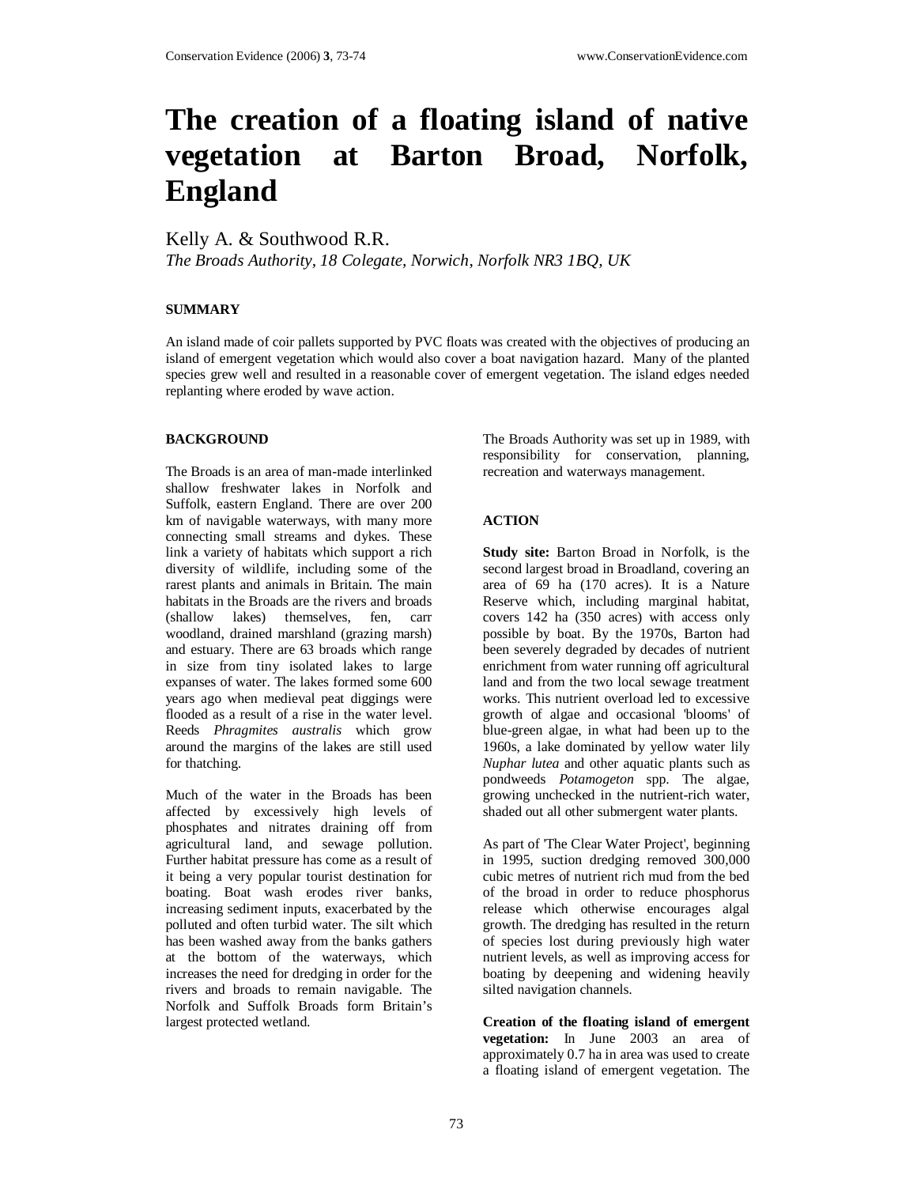# The creation of a floating island of native vegetation at Barton Broad, Norfolk, England

Kelly A. & Southwood R.R.

*The Broads Authority, 18 Colegate, Norwich, Norfolk NR3 1BQ, UK*

## SUMMARY

An island made of coir pallets supported by PVC floats was created with the objectives of producing an island of emergent vegetation which would also cover a boat navigation hazard. Many of the planted species grew well and resulted in a reasonable cover of emergent vegetation. The island edges needed replanting where eroded by wave action.

## BACKGROUND

The Broads is an area of man-made interlinked shallow freshwater lakes in Norfolk and Suffolk, eastern England. There are over 200 km of navigable waterways, with many more connecting small streams and dykes. These link a variety of habitats which support a rich diversity of wildlife, including some of the rarest plants and animals in Britain. The main habitats in the Broads are the rivers and broads (shallow lakes) themselves, fen, carr woodland, drained marshland (grazing marsh) and estuary. There are 63 broads which range in size from tiny isolated lakes to large expanses of water. The lakes formed some 600 years ago when medieval peat diggings were flooded as a result of a rise in the water level. Reeds *Phragmites australis* which grow around the margins of the lakes are still used for thatching.

Much of the water in the Broads has been affected by excessively high levels of phosphates and nitrates draining off from agricultural land, and sewage pollution. Further habitat pressure has come as a result of it being a very popular tourist destination for boating. Boat wash erodes river banks, increasing sediment inputs, exacerbated by the polluted and often turbid water. The silt which has been washed away from the banks gathers at the bottom of the waterways, which increases the need for dredging in order for the rivers and broads to remain navigable. The Norfolk and Suffolk Broads form Britain's largest protected wetland.

The Broads Authority was set up in 1989, with responsibility for conservation, planning, recreation and waterways management.

## ACTION

**Study site:** Barton Broad in Norfolk, is the second largest broad in Broadland, covering an area of 69 ha (170 acres). It is a Nature Reserve which, including marginal habitat, covers 142 ha (350 acres) with access only possible by boat. By the 1970s, Barton had been severely degraded by decades of nutrient enrichment from water running off agricultural land and from the two local sewage treatment works. This nutrient overload led to excessive growth of algae and occasional 'blooms' of blue-green algae, in what had been up to the 1960s, a lake dominated by yellow water lily *Nuphar lutea* and other aquatic plants such as pondweeds *Potamogeton* spp. The algae, growing unchecked in the nutrient-rich water, shaded out all other submergent water plants.

As part of 'The Clear Water Project', beginning in 1995, suction dredging removed 300,000 cubic metres of nutrient rich mud from the bed of the broad in order to reduce phosphorus release which otherwise encourages algal growth. The dredging has resulted in the return of species lost during previously high water nutrient levels, as well as improving access for boating by deepening and widening heavily silted navigation channels.

**Creation of the floating island of emergent vegetation:** In June 2003 an area of approximately 0.7 ha in area was used to create a floating island of emergent vegetation. The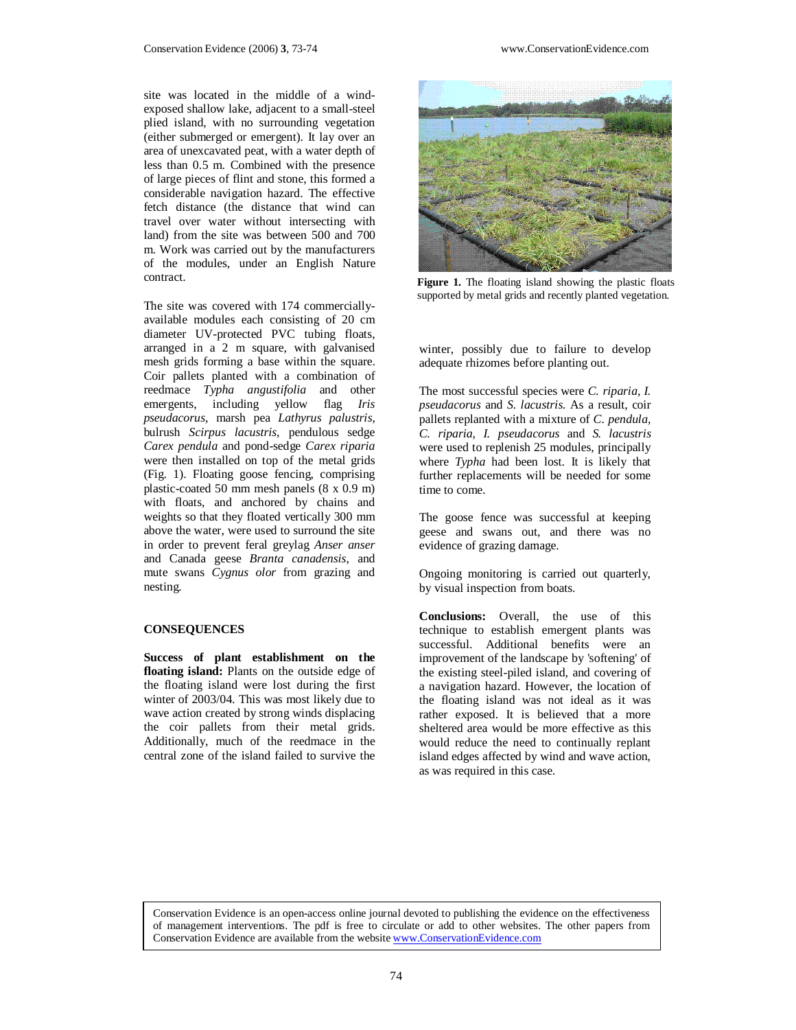site was located in the middle of a wind-exposed shallow lake, adjacent to a small-steel plied island, with no surrounding vegetation (either submerged or emergent). It lay over an area of unexcavated peat, with a water depth of less than 0.5 m. Combined with the presence of large pieces of flint and stone, this formed a considerable navigation hazard. The effective fetch distance (the distance that wind can travel over water without intersecting with land) from the site was between 500 and 700 m. Work was carried out by the manufacturers of the modules, under an English Nature contract.

The site was covered with 174 commercially-available modules each consisting of 20 cm diameter UV-protected PVC tubing floats, arranged in a 2 m square, with galvanised mesh grids forming a base within the square. Coir pallets planted with a combination of reedmace *Typha angustifolia* and other emergents, including yellow flag *Iris pseudacorus*, marsh pea *Lathyrus palustris*, bulrush *Scirpus lacustris*, pendulous sedge *Carex pendula* and pond-sedge *Carex riparia* were then installed on top of the metal grids (Fig. 1). Floating goose fencing, comprising plastic-coated 50 mm mesh panels (8 x 0.9 m) with floats, and anchored by chains and weights so that they floated vertically 300 mm above the water, were used to surround the site in order to prevent feral greylag *Anser anser* and Canada geese *Branta canadensis*, and mute swans *Cygnus olor* from grazing and nesting.

**Figure 1.** The floating island showing the plastic floats supported by metal grids and recently planted vegetation.

## CONSEQUENCES

**Success of plant establishment on the floating island:** Plants on the outside edge of the floating island were lost during the first winter of 2003/04. This was most likely due to wave action created by strong winds displacing the coir pallets from their metal grids. Additionally, much of the reedmace in the central zone of the island failed to survive the winter, possibly due to failure to develop adequate rhizomes before planting out.

The most successful species were *C. riparia*, *I. pseudacorus* and *S. lacustris*. As a result, coir pallets replanted with a mixture of *C. pendula*, *C. riparia*, *I. pseudacorus* and *S. lacustris* were used to replenish 25 modules, principally where *Typha* had been lost. It is likely that further replacements will be needed for some time to come.

The goose fence was successful at keeping geese and swans out, and there was no evidence of grazing damage.

Ongoing monitoring is carried out quarterly, by visual inspection from boats.

**Conclusions:** Overall, the use of this technique to establish emergent plants was successful. Additional benefits were an improvement of the landscape by 'softening' of the existing steel-piled island, and covering of a navigation hazard. However, the location of the floating island was not ideal as it was rather exposed. It is believed that a more sheltered area would be more effective as this would reduce the need to continually replant island edges affected by wind and wave action, as was required in this case.

Conservation Evidence is an open-access online journal devoted to publishing the evidence on the effectiveness of management interventions. The pdf is free to circulate or add to other websites. The other papers from Conservation Evidence are available from the website www.ConservationEvidence.com